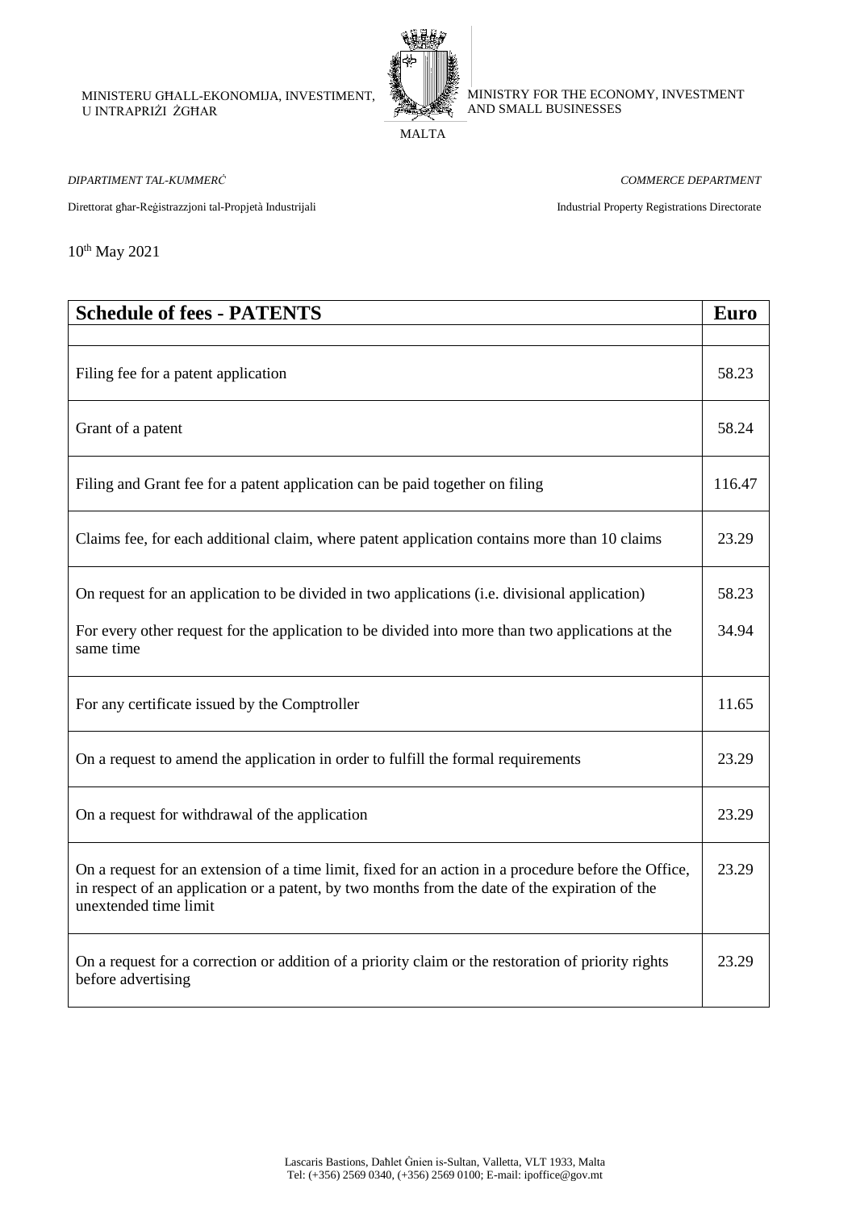MINISTERU GĦALL-EKONOMIJA, INVESTIMENT, U INTRAPRIŻI ŻGĦAR

MINISTRY FOR THE ECONOMY, INVESTMENT AND SMALL BUSINESSES

MALTA

*DIPARTIMENT TAL-KUMMERĊ*

*COMMERCE DEPARTMENT*

Direttorat għar-Reġistrazzjoni tal-Propjetà Industrijali

Industrial Property Registrations Directorate

10th May 2021

| **Schedule of fees - PATENTS** | **Euro** |
|---|---|
| | |
| Filing fee for a patent application | 58.23 |
| Grant of a patent | 58.24 |
| Filing and Grant fee for a patent application can be paid together on filing | 116.47 |
| Claims fee, for each additional claim, where patent application contains more than 10 claims | 23.29 |
| On request for an application to be divided in two applications (i.e. divisional application)<br><br>For every other request for the application to be divided into more than two applications at the same time | 58.23<br><br>34.94 |
| For any certificate issued by the Comptroller | 11.65 |
| On a request to amend the application in order to fulfill the formal requirements | 23.29 |
| On a request for withdrawal of the application | 23.29 |
| On a request for an extension of a time limit, fixed for an action in a procedure before the Office, in respect of an application or a patent, by two months from the date of the expiration of the unextended time limit | 23.29 |
| On a request for a correction or addition of a priority claim or the restoration of priority rights before advertising | 23.29 |

Lascaris Bastions, Daħlet Ġnien is-Sultan, Valletta, VLT 1933, Malta
Tel: (+356) 2569 0340, (+356) 2569 0100; E-mail: ipoffice@gov.mt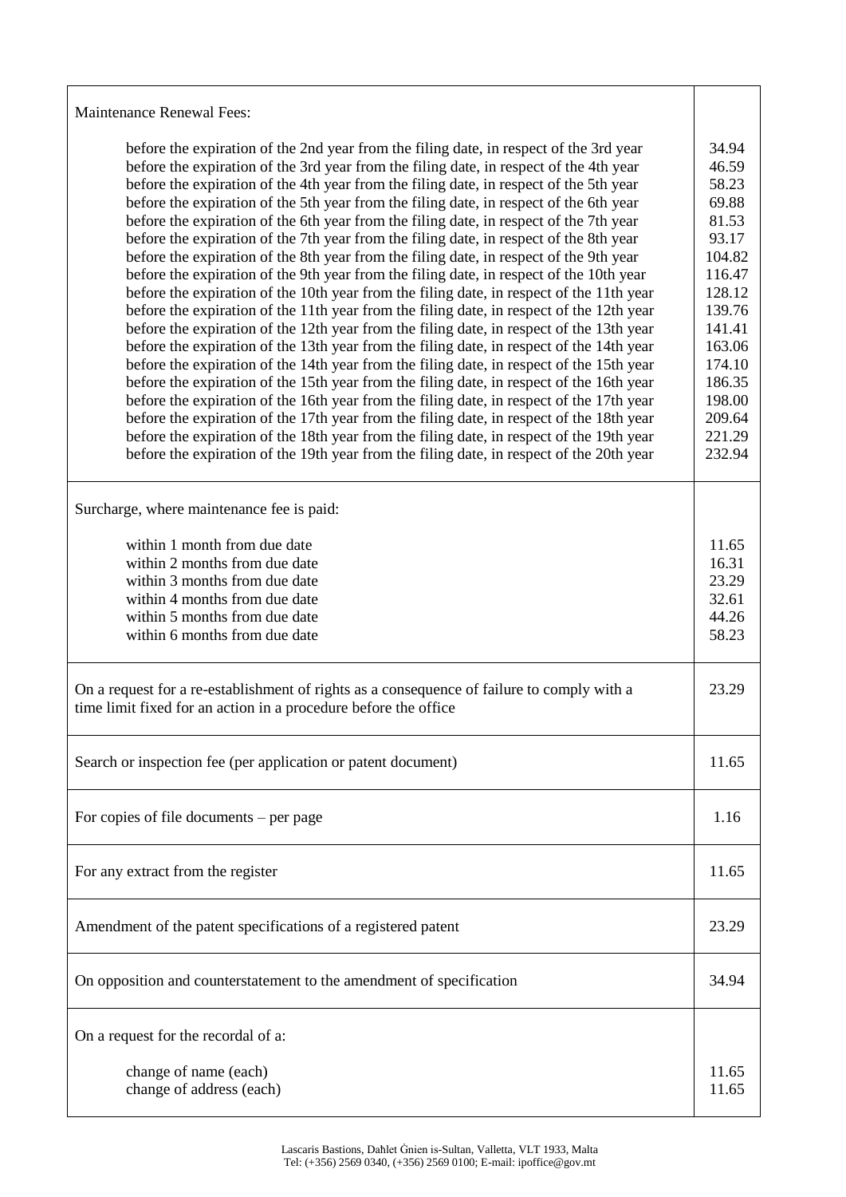| | |
|---|---|
| Maintenance Renewal Fees: | |
| before the expiration of the 2nd year from the filing date, in respect of the 3rd year | 34.94 |
| before the expiration of the 3rd year from the filing date, in respect of the 4th year | 46.59 |
| before the expiration of the 4th year from the filing date, in respect of the 5th year | 58.23 |
| before the expiration of the 5th year from the filing date, in respect of the 6th year | 69.88 |
| before the expiration of the 6th year from the filing date, in respect of the 7th year | 81.53 |
| before the expiration of the 7th year from the filing date, in respect of the 8th year | 93.17 |
| before the expiration of the 8th year from the filing date, in respect of the 9th year | 104.82 |
| before the expiration of the 9th year from the filing date, in respect of the 10th year | 116.47 |
| before the expiration of the 10th year from the filing date, in respect of the 11th year | 128.12 |
| before the expiration of the 11th year from the filing date, in respect of the 12th year | 139.76 |
| before the expiration of the 12th year from the filing date, in respect of the 13th year | 141.41 |
| before the expiration of the 13th year from the filing date, in respect of the 14th year | 163.06 |
| before the expiration of the 14th year from the filing date, in respect of the 15th year | 174.10 |
| before the expiration of the 15th year from the filing date, in respect of the 16th year | 186.35 |
| before the expiration of the 16th year from the filing date, in respect of the 17th year | 198.00 |
| before the expiration of the 17th year from the filing date, in respect of the 18th year | 209.64 |
| before the expiration of the 18th year from the filing date, in respect of the 19th year | 221.29 |
| before the expiration of the 19th year from the filing date, in respect of the 20th year | 232.94 |
| Surcharge, where maintenance fee is paid: | |
| within 1 month from due date | 11.65 |
| within 2 months from due date | 16.31 |
| within 3 months from due date | 23.29 |
| within 4 months from due date | 32.61 |
| within 5 months from due date | 44.26 |
| within 6 months from due date | 58.23 |
| On a request for a re-establishment of rights as a consequence of failure to comply with a time limit fixed for an action in a procedure before the office | 23.29 |
| Search or inspection fee (per application or patent document) | 11.65 |
| For copies of file documents – per page | 1.16 |
| For any extract from the register | 11.65 |
| Amendment of the patent specifications of a registered patent | 23.29 |
| On opposition and counterstatement to the amendment of specification | 34.94 |
| On a request for the recordal of a: | |
| change of name (each) | 11.65 |
| change of address (each) | 11.65 |

Lascaris Bastions, Daħlet Ġnien is-Sultan, Valletta, VLT 1933, Malta
Tel: (+356) 2569 0340, (+356) 2569 0100; E-mail: ipoffice@gov.mt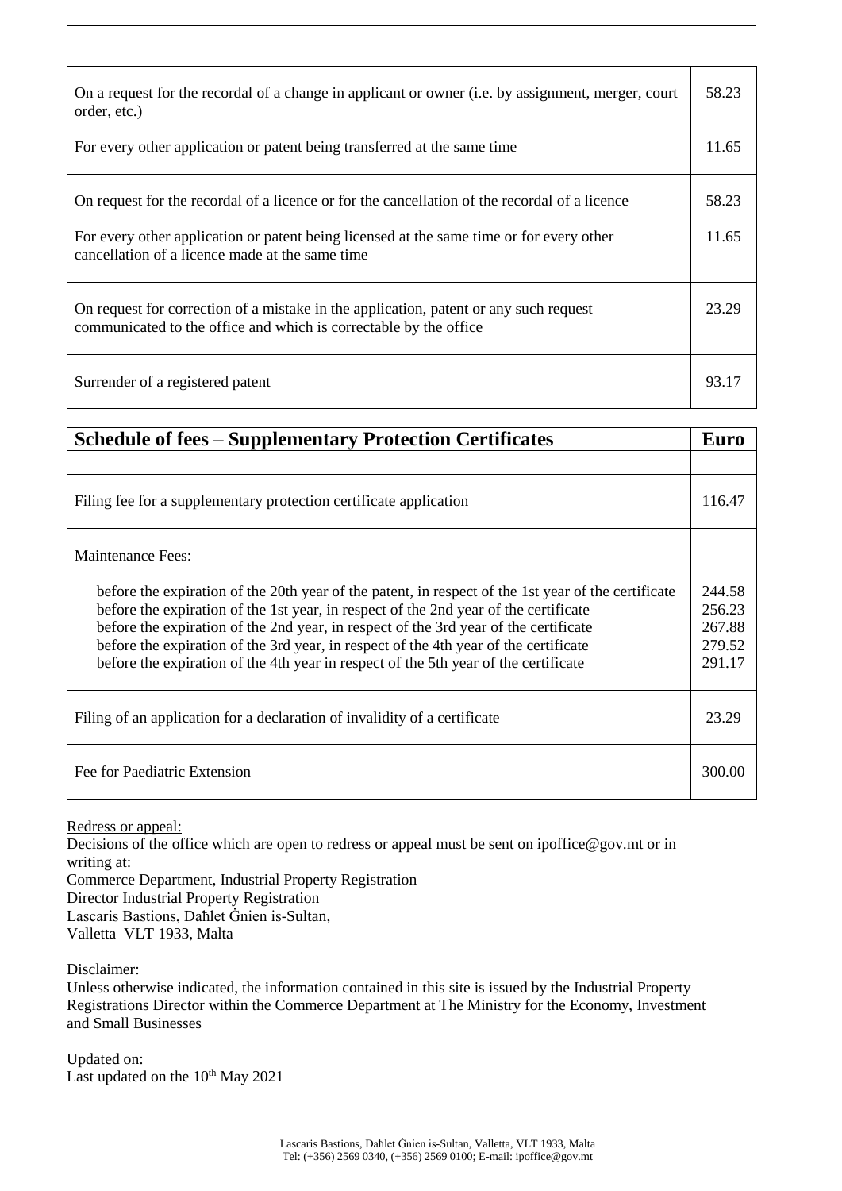| | |
|---|---|
| On a request for the recordal of a change in applicant or owner (i.e. by assignment, merger, court order, etc.) | 58.23 |
| For every other application or patent being transferred at the same time | 11.65 |
| On request for the recordal of a licence or for the cancellation of the recordal of a licence | 58.23 |
| For every other application or patent being licensed at the same time or for every other cancellation of a licence made at the same time | 11.65 |
| On request for correction of a mistake in the application, patent or any such request communicated to the office and which is correctable by the office | 23.29 |
| Surrender of a registered patent | 93.17 |

| **Schedule of fees – Supplementary Protection Certificates** | **Euro** |
|---|---|
| | |
| Filing fee for a supplementary protection certificate application | 116.47 |
| Maintenance Fees: | |
| before the expiration of the 20th year of the patent, in respect of the 1st year of the certificate | 244.58 |
| before the expiration of the 1st year, in respect of the 2nd year of the certificate | 256.23 |
| before the expiration of the 2nd year, in respect of the 3rd year of the certificate | 267.88 |
| before the expiration of the 3rd year, in respect of the 4th year of the certificate | 279.52 |
| before the expiration of the 4th year in respect of the 5th year of the certificate | 291.17 |
| Filing of an application for a declaration of invalidity of a certificate | 23.29 |
| Fee for Paediatric Extension | 300.00 |

Redress or appeal:
Decisions of the office which are open to redress or appeal must be sent on ipoffice@gov.mt or in writing at:
Commerce Department, Industrial Property Registration
Director Industrial Property Registration
Lascaris Bastions, Daħlet Ġnien is-Sultan,
Valletta VLT 1933, Malta

Disclaimer:
Unless otherwise indicated, the information contained in this site is issued by the Industrial Property Registrations Director within the Commerce Department at The Ministry for the Economy, Investment and Small Businesses

Updated on:
Last updated on the 10th May 2021

Lascaris Bastions, Daħlet Ġnien is-Sultan, Valletta, VLT 1933, Malta
Tel: (+356) 2569 0340, (+356) 2569 0100; E-mail: ipoffice@gov.mt